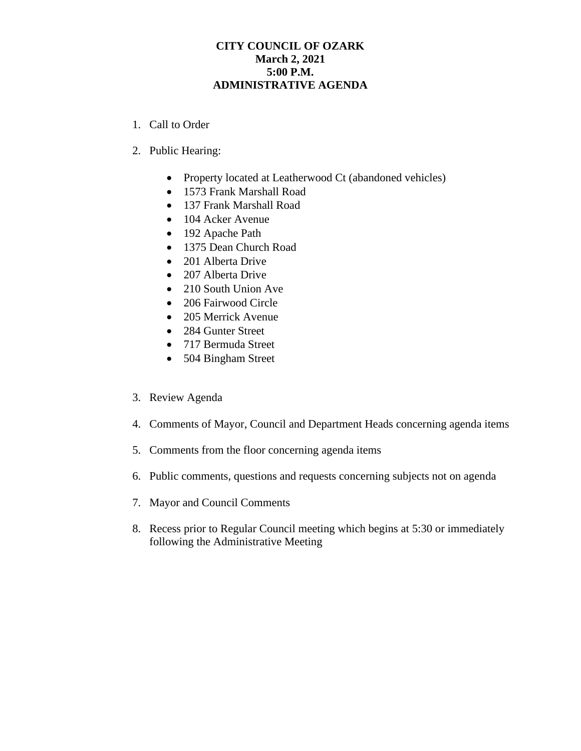**CITY COUNCIL OF OZARK**
**March 2, 2021**
**5:00 P.M.**
**ADMINISTRATIVE AGENDA**

1. Call to Order

2. Public Hearing:

   - Property located at Leatherwood Ct (abandoned vehicles)
   - 1573 Frank Marshall Road
   - 137 Frank Marshall Road
   - 104 Acker Avenue
   - 192 Apache Path
   - 1375 Dean Church Road
   - 201 Alberta Drive
   - 207 Alberta Drive
   - 210 South Union Ave
   - 206 Fairwood Circle
   - 205 Merrick Avenue
   - 284 Gunter Street
   - 717 Bermuda Street
   - 504 Bingham Street

3. Review Agenda

4. Comments of Mayor, Council and Department Heads concerning agenda items

5. Comments from the floor concerning agenda items

6. Public comments, questions and requests concerning subjects not on agenda

7. Mayor and Council Comments

8. Recess prior to Regular Council meeting which begins at 5:30 or immediately following the Administrative Meeting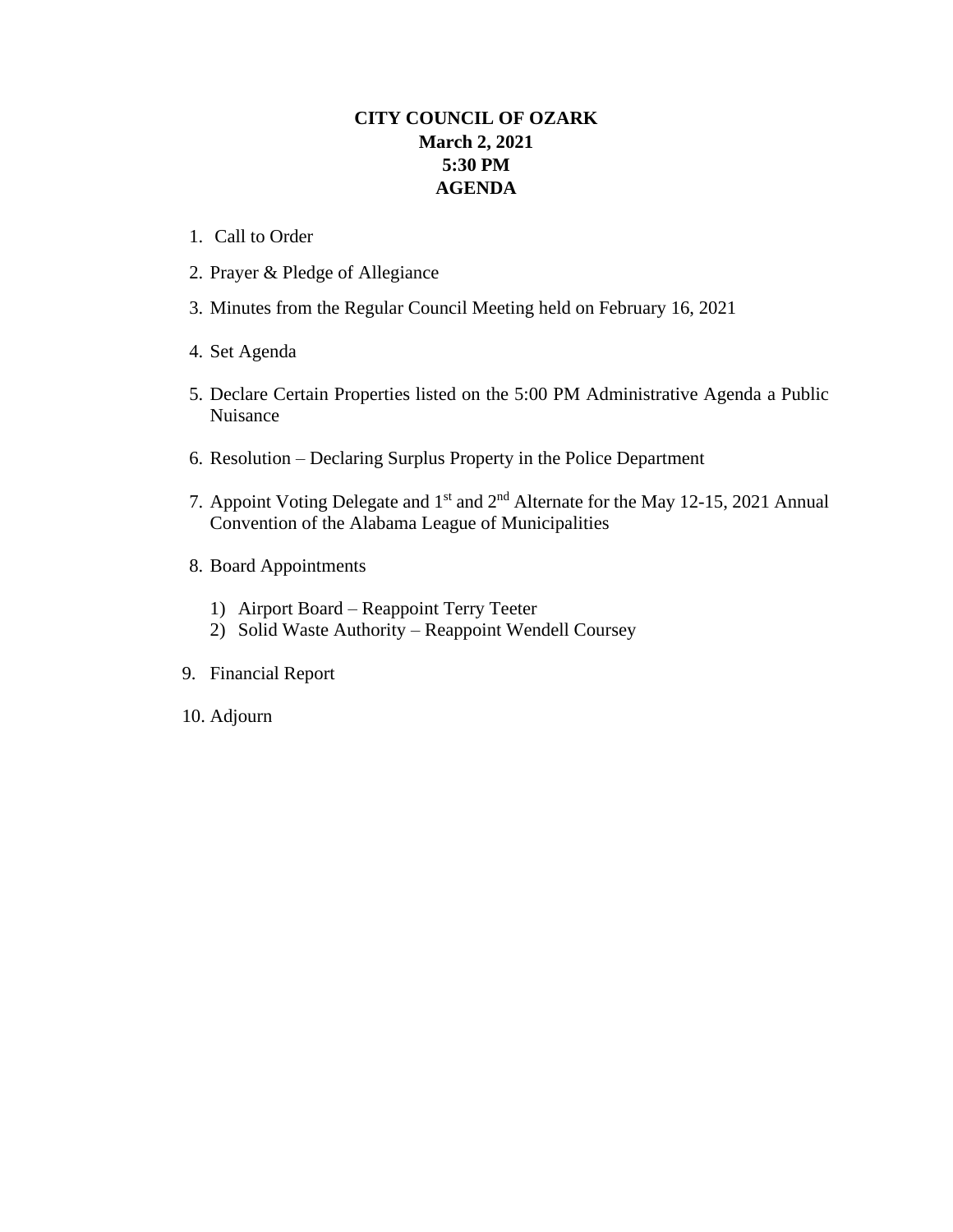**CITY COUNCIL OF OZARK**
**March 2, 2021**
**5:30 PM**
**AGENDA**

1. Call to Order
2. Prayer & Pledge of Allegiance
3. Minutes from the Regular Council Meeting held on February 16, 2021
4. Set Agenda
5. Declare Certain Properties listed on the 5:00 PM Administrative Agenda a Public Nuisance
6. Resolution – Declaring Surplus Property in the Police Department
7. Appoint Voting Delegate and 1st and 2nd Alternate for the May 12-15, 2021 Annual Convention of the Alabama League of Municipalities
8. Board Appointments
    1) Airport Board – Reappoint Terry Teeter
    2) Solid Waste Authority – Reappoint Wendell Coursey
9. Financial Report
10. Adjourn